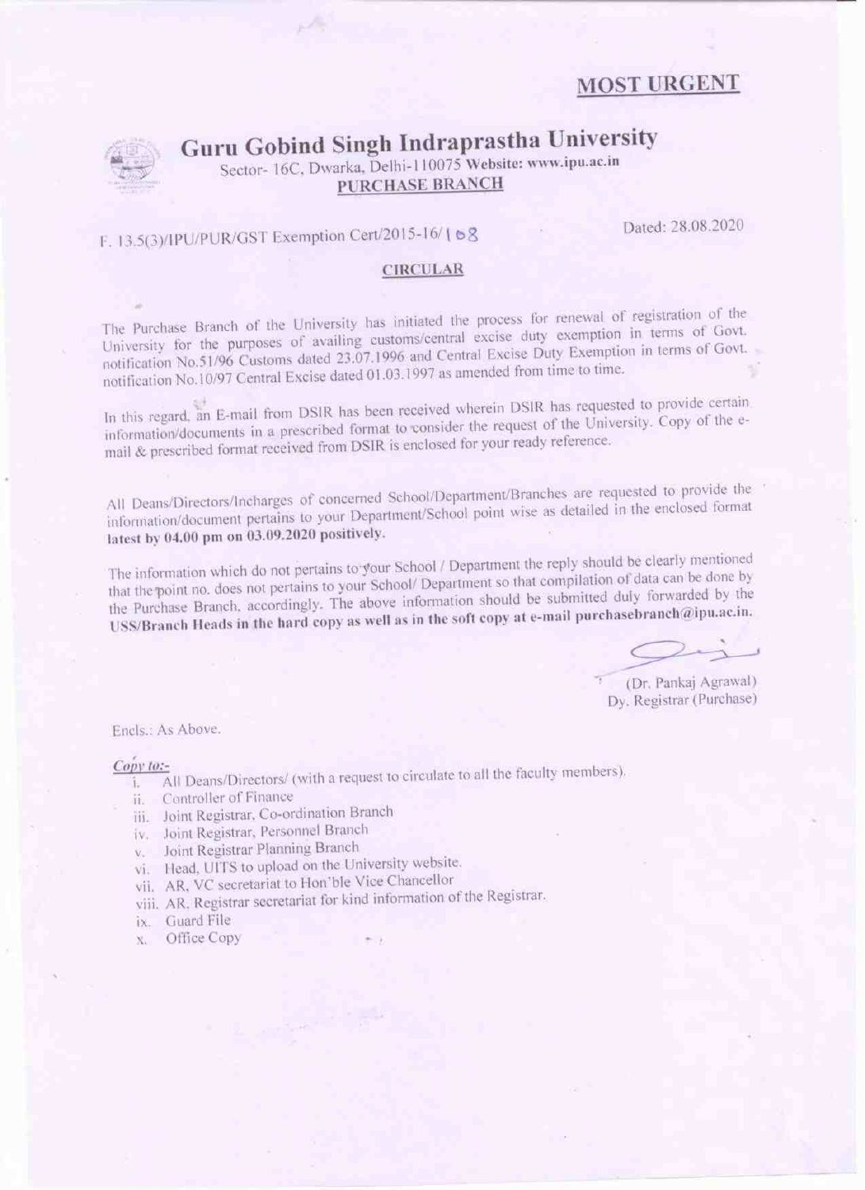**MOST URGENT**

# Guru Gobind Singh Indraprastha University

Sector- 16C, Dwarka, Delhi-110075 Website: www.ipu.ac.in

**PURCHASE BRANCH**

F. 13.5(3)/IPU/PUR/GST Exemption Cert/2015-16/168

Dated: 28.08.2020

## CIRCULAR

The Purchase Branch of the University has initiated the process for renewal of registration of the University for the purposes of availing customs/central excise duty exemption in terms of Govt. notification No.51/96 Customs dated 23.07.1996 and Central Excise Duty Exemption in terms of Govt. notification No.10/97 Central Excise dated 01.03.1997 as amended from time to time.

In this regard, an E-mail from DSIR has been received wherein DSIR has requested to provide certain information/documents in a prescribed format to consider the request of the University. Copy of the e-mail & prescribed format received from DSIR is enclosed for your ready reference.

All Deans/Directors/Incharges of concerned School/Department/Branches are requested to provide the information/document pertains to your Department/School point wise as detailed in the enclosed format **latest by 04.00 pm on 03.09.2020 positively.**

The information which do not pertains to your School / Department the reply should be clearly mentioned that the point no. does not pertains to your School/ Department so that compilation of data can be done by the Purchase Branch, accordingly. The above information should be submitted duly forwarded by the **USS/Branch Heads in the hard copy as well as in the soft copy at e-mail purchasebranch@ipu.ac.in.**

(Dr. Pankaj Agrawal)
Dy. Registrar (Purchase)

Encls.: As Above.

*Copy to:-*

i. All Deans/Directors/ (with a request to circulate to all the faculty members).
ii. Controller of Finance
iii. Joint Registrar, Co-ordination Branch
iv. Joint Registrar, Personnel Branch
v. Joint Registrar Planning Branch
vi. Head, UITS to upload on the University website.
vii. AR, VC secretariat to Hon'ble Vice Chancellor
viii. AR, Registrar secretariat for kind information of the Registrar.
ix. Guard File
x. Office Copy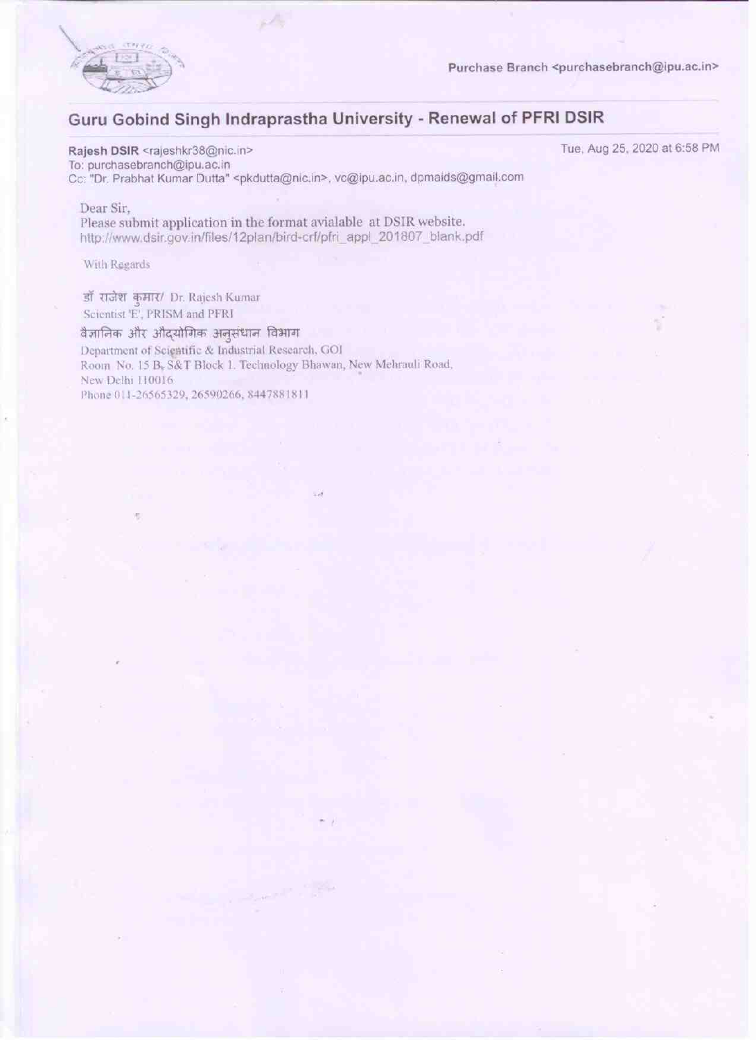Purchase Branch <purchasebranch@ipu.ac.in>

## Guru Gobind Singh Indraprastha University - Renewal of PFRI DSIR

**Rajesh DSIR** <rajeshkr38@nic.in>  
To: purchasebranch@ipu.ac.in  
Cc: "Dr. Prabhat Kumar Dutta" <pkdutta@nic.in>, vc@ipu.ac.in, dpmaids@gmail.com

Tue, Aug 25, 2020 at 6:58 PM

Dear Sir,  
Please submit application in the format avialable at DSIR website.  
http://www.dsir.gov.in/files/12plan/bird-crf/pfri_appl_201807_blank.pdf

With Regards

डॉ राजेश कुमार/ Dr. Rajesh Kumar  
Scientist 'E', PRISM and PFRI  
वैज्ञानिक और औद्योगिक अनुसंधान विभाग  
Department of Scientific & Industrial Research, GOI  
Room No. 15 B, S&T Block 1. Technology Bhawan, New Mehrauli Road,  
New Delhi 110016  
Phone 011-26565329, 26590266, 8447881811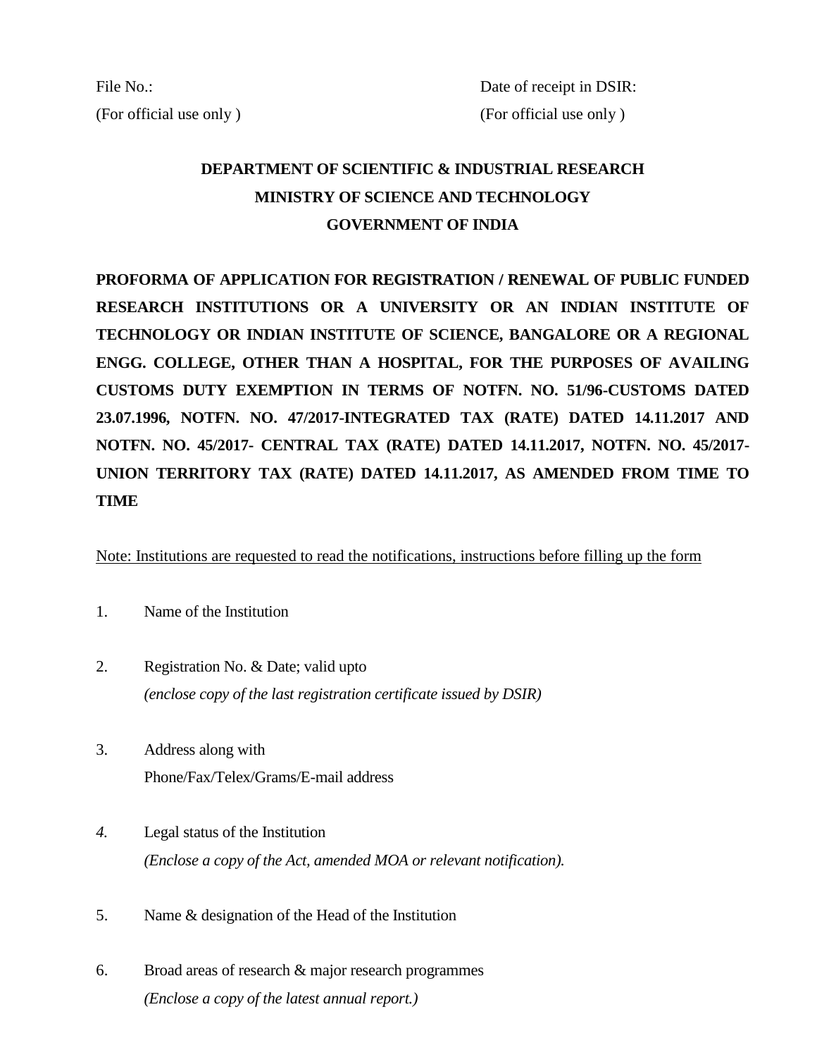File No.:
(For official use only )

Date of receipt in DSIR:
(For official use only )

**DEPARTMENT OF SCIENTIFIC & INDUSTRIAL RESEARCH**
**MINISTRY OF SCIENCE AND TECHNOLOGY**
**GOVERNMENT OF INDIA**

**PROFORMA OF APPLICATION FOR REGISTRATION / RENEWAL OF PUBLIC FUNDED RESEARCH INSTITUTIONS OR A UNIVERSITY OR AN INDIAN INSTITUTE OF TECHNOLOGY OR INDIAN INSTITUTE OF SCIENCE, BANGALORE OR A REGIONAL ENGG. COLLEGE, OTHER THAN A HOSPITAL, FOR THE PURPOSES OF AVAILING CUSTOMS DUTY EXEMPTION IN TERMS OF NOTFN. NO. 51/96-CUSTOMS DATED 23.07.1996, NOTFN. NO. 47/2017-INTEGRATED TAX (RATE) DATED 14.11.2017 AND NOTFN. NO. 45/2017- CENTRAL TAX (RATE) DATED 14.11.2017, NOTFN. NO. 45/2017- UNION TERRITORY TAX (RATE) DATED 14.11.2017, AS AMENDED FROM TIME TO TIME**

<u>Note: Institutions are requested to read the notifications, instructions before filling up the form</u>

1. Name of the Institution

2. Registration No. & Date; valid upto
   *(enclose copy of the last registration certificate issued by DSIR)*

3. Address along with
   Phone/Fax/Telex/Grams/E-mail address

4. Legal status of the Institution
   *(Enclose a copy of the Act, amended MOA or relevant notification).*

5. Name & designation of the Head of the Institution

6. Broad areas of research & major research programmes
   *(Enclose a copy of the latest annual report.)*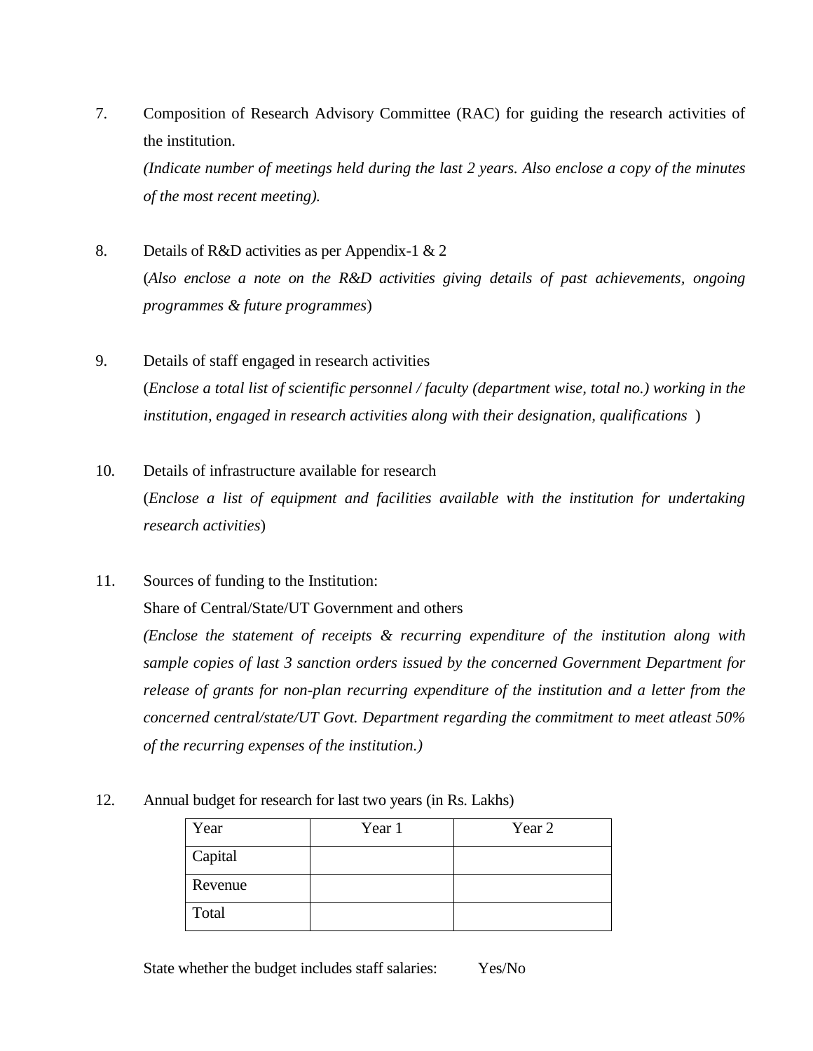7. Composition of Research Advisory Committee (RAC) for guiding the research activities of the institution.

   *(Indicate number of meetings held during the last 2 years. Also enclose a copy of the minutes of the most recent meeting).*

8. Details of R&D activities as per Appendix-1 & 2

   (*Also enclose a note on the R&D activities giving details of past achievements, ongoing programmes & future programmes*)

9. Details of staff engaged in research activities

   (*Enclose a total list of scientific personnel / faculty (department wise, total no.) working in the institution, engaged in research activities along with their designation, qualifications* )

10. Details of infrastructure available for research

    (*Enclose a list of equipment and facilities available with the institution for undertaking research activities*)

11. Sources of funding to the Institution:

    Share of Central/State/UT Government and others

    *(Enclose the statement of receipts & recurring expenditure of the institution along with sample copies of last 3 sanction orders issued by the concerned Government Department for release of grants for non-plan recurring expenditure of the institution and a letter from the concerned central/state/UT Govt. Department regarding the commitment to meet atleast 50% of the recurring expenses of the institution.)*

12. Annual budget for research for last two years (in Rs. Lakhs)

| Year | Year 1 | Year 2 |
|---|---|---|
| Capital | | |
| Revenue | | |
| Total | | |

State whether the budget includes staff salaries: Yes/No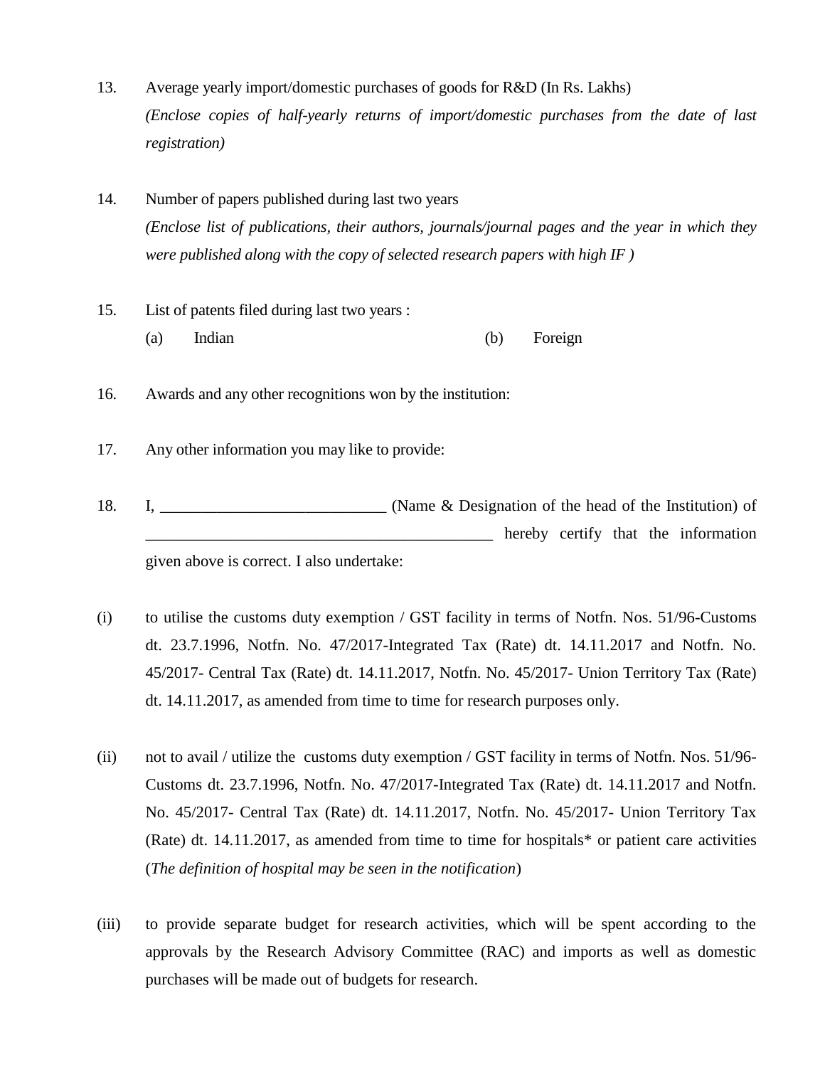13. Average yearly import/domestic purchases of goods for R&D (In Rs. Lakhs)
    *(Enclose copies of half-yearly returns of import/domestic purchases from the date of last registration)*

14. Number of papers published during last two years
    *(Enclose list of publications, their authors, journals/journal pages and the year in which they were published along with the copy of selected research papers with high IF )*

15. List of patents filed during last two years :
    (a) Indian (b) Foreign

16. Awards and any other recognitions won by the institution:

17. Any other information you may like to provide:

18. I, ____________________________ (Name & Designation of the head of the Institution) of _____________________________________________ hereby certify that the information given above is correct. I also undertake:

(i) to utilise the customs duty exemption / GST facility in terms of Notfn. Nos. 51/96-Customs dt. 23.7.1996, Notfn. No. 47/2017-Integrated Tax (Rate) dt. 14.11.2017 and Notfn. No. 45/2017- Central Tax (Rate) dt. 14.11.2017, Notfn. No. 45/2017- Union Territory Tax (Rate) dt. 14.11.2017, as amended from time to time for research purposes only.

(ii) not to avail / utilize the customs duty exemption / GST facility in terms of Notfn. Nos. 51/96-Customs dt. 23.7.1996, Notfn. No. 47/2017-Integrated Tax (Rate) dt. 14.11.2017 and Notfn. No. 45/2017- Central Tax (Rate) dt. 14.11.2017, Notfn. No. 45/2017- Union Territory Tax (Rate) dt. 14.11.2017, as amended from time to time for hospitals* or patient care activities (*The definition of hospital may be seen in the notification*)

(iii) to provide separate budget for research activities, which will be spent according to the approvals by the Research Advisory Committee (RAC) and imports as well as domestic purchases will be made out of budgets for research.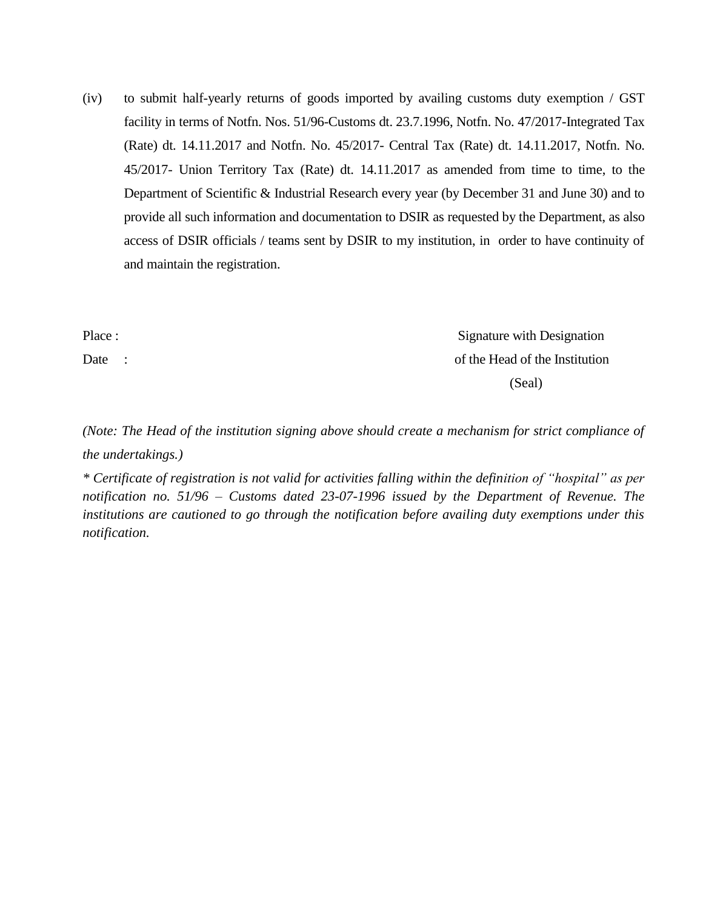(iv) to submit half-yearly returns of goods imported by availing customs duty exemption / GST facility in terms of Notfn. Nos. 51/96-Customs dt. 23.7.1996, Notfn. No. 47/2017-Integrated Tax (Rate) dt. 14.11.2017 and Notfn. No. 45/2017- Central Tax (Rate) dt. 14.11.2017, Notfn. No. 45/2017- Union Territory Tax (Rate) dt. 14.11.2017 as amended from time to time, to the Department of Scientific & Industrial Research every year (by December 31 and June 30) and to provide all such information and documentation to DSIR as requested by the Department, as also access of DSIR officials / teams sent by DSIR to my institution, in order to have continuity of and maintain the registration.

Place :

Date :

Signature with Designation
of the Head of the Institution
(Seal)

*(Note: The Head of the institution signing above should create a mechanism for strict compliance of the undertakings.)*

** Certificate of registration is not valid for activities falling within the definition of "hospital" as per notification no. 51/96 – Customs dated 23-07-1996 issued by the Department of Revenue. The institutions are cautioned to go through the notification before availing duty exemptions under this notification.*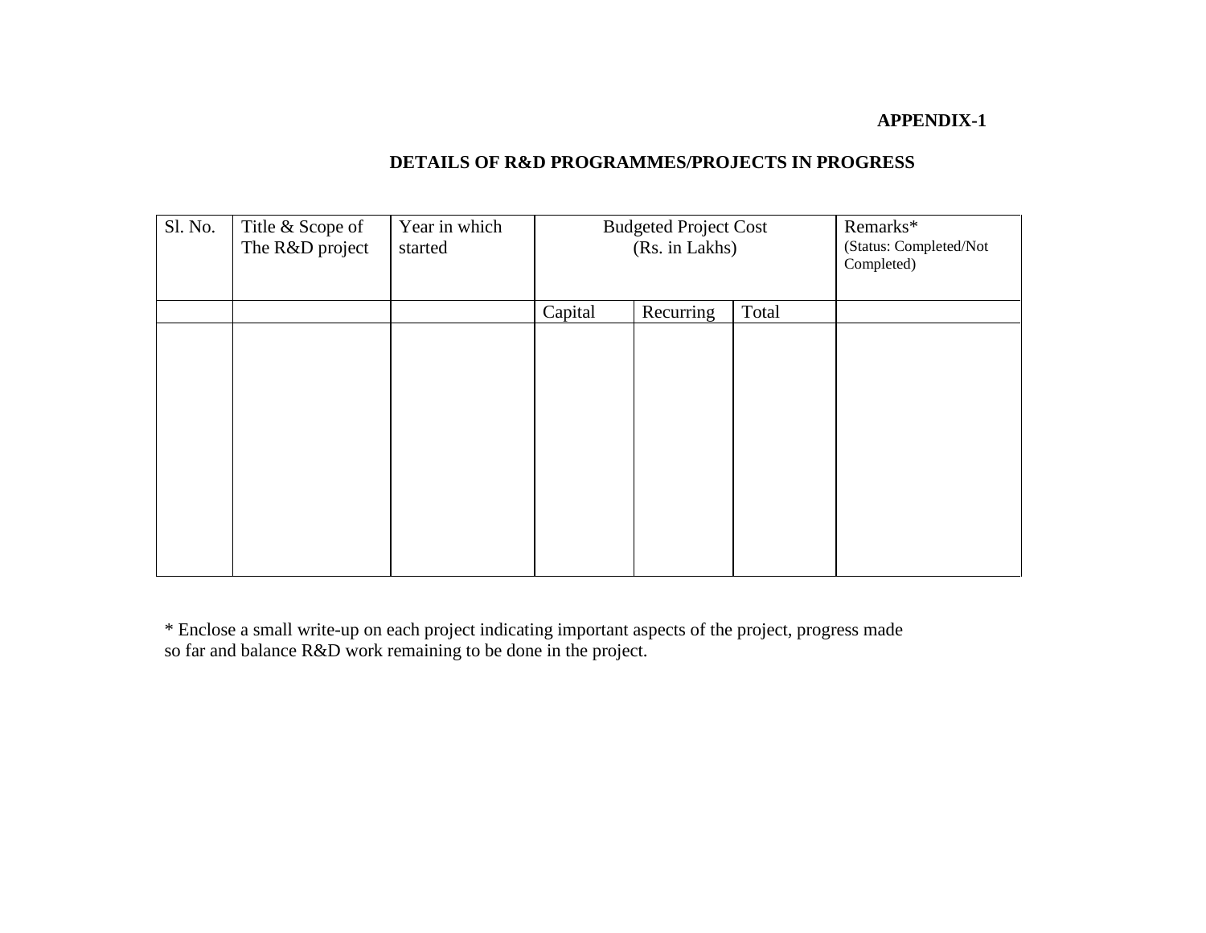**APPENDIX-1**

## DETAILS OF R&D PROGRAMMES/PROJECTS IN PROGRESS

| Sl. No. | Title & Scope of The R&D project | Year in which started | Budgeted Project Cost (Rs. in Lakhs) | | | Remarks* (Status: Completed/Not Completed) |
|---|---|---|---|---|---|---|
| | | | Capital | Recurring | Total | |
| | | | | | | |

* Enclose a small write-up on each project indicating important aspects of the project, progress made so far and balance R&D work remaining to be done in the project.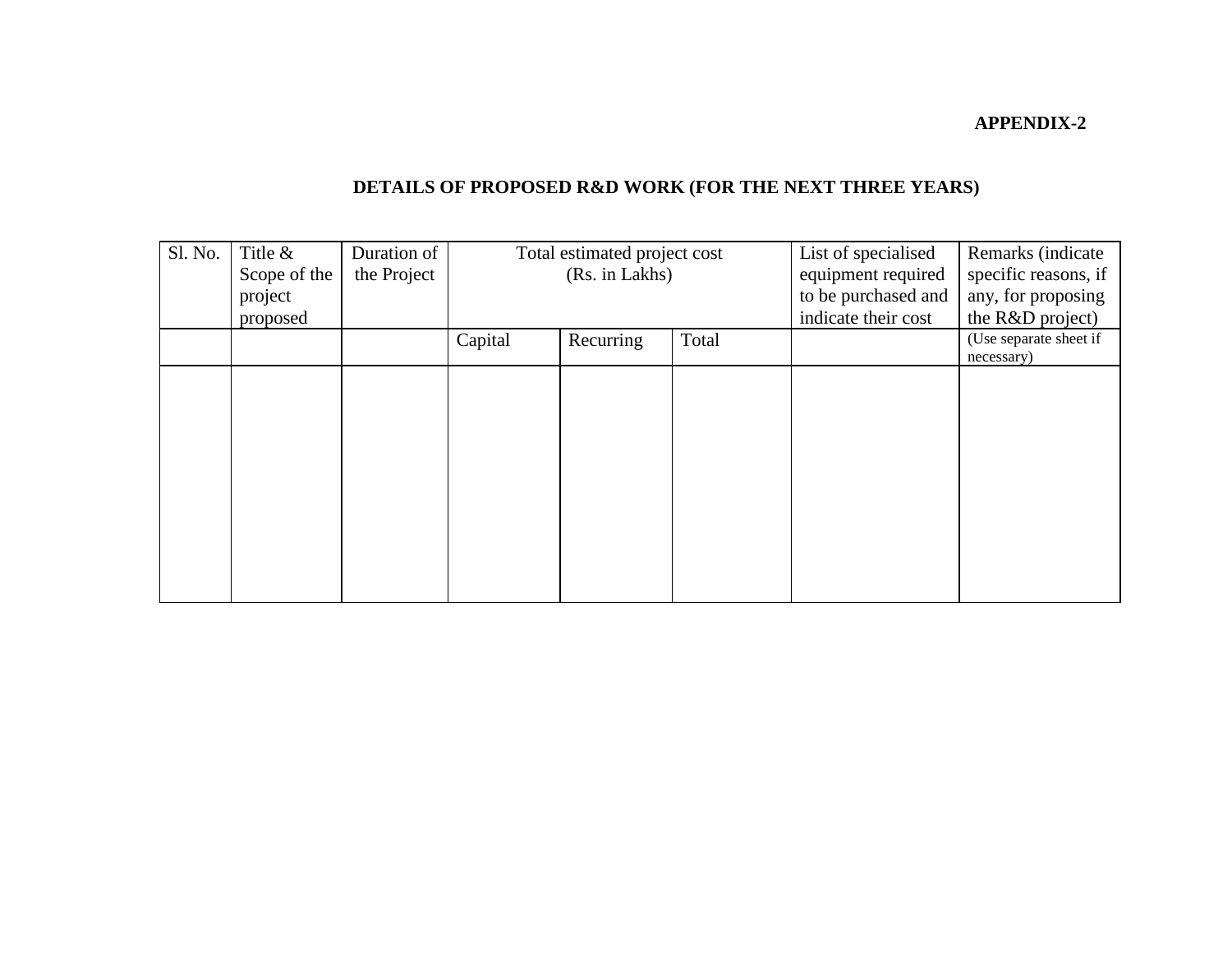**APPENDIX-2**

## DETAILS OF PROPOSED R&D WORK (FOR THE NEXT THREE YEARS)

| Sl. No. | Title & Scope of the project proposed | Duration of the Project | Total estimated project cost (Rs. in Lakhs) | | | List of specialised equipment required to be purchased and indicate their cost | Remarks (indicate specific reasons, if any, for proposing the R&D project) |
|---|---|---|---|---|---|---|---|
| | | | Capital | Recurring | Total | | (Use separate sheet if necessary) |
| | | | | | | | |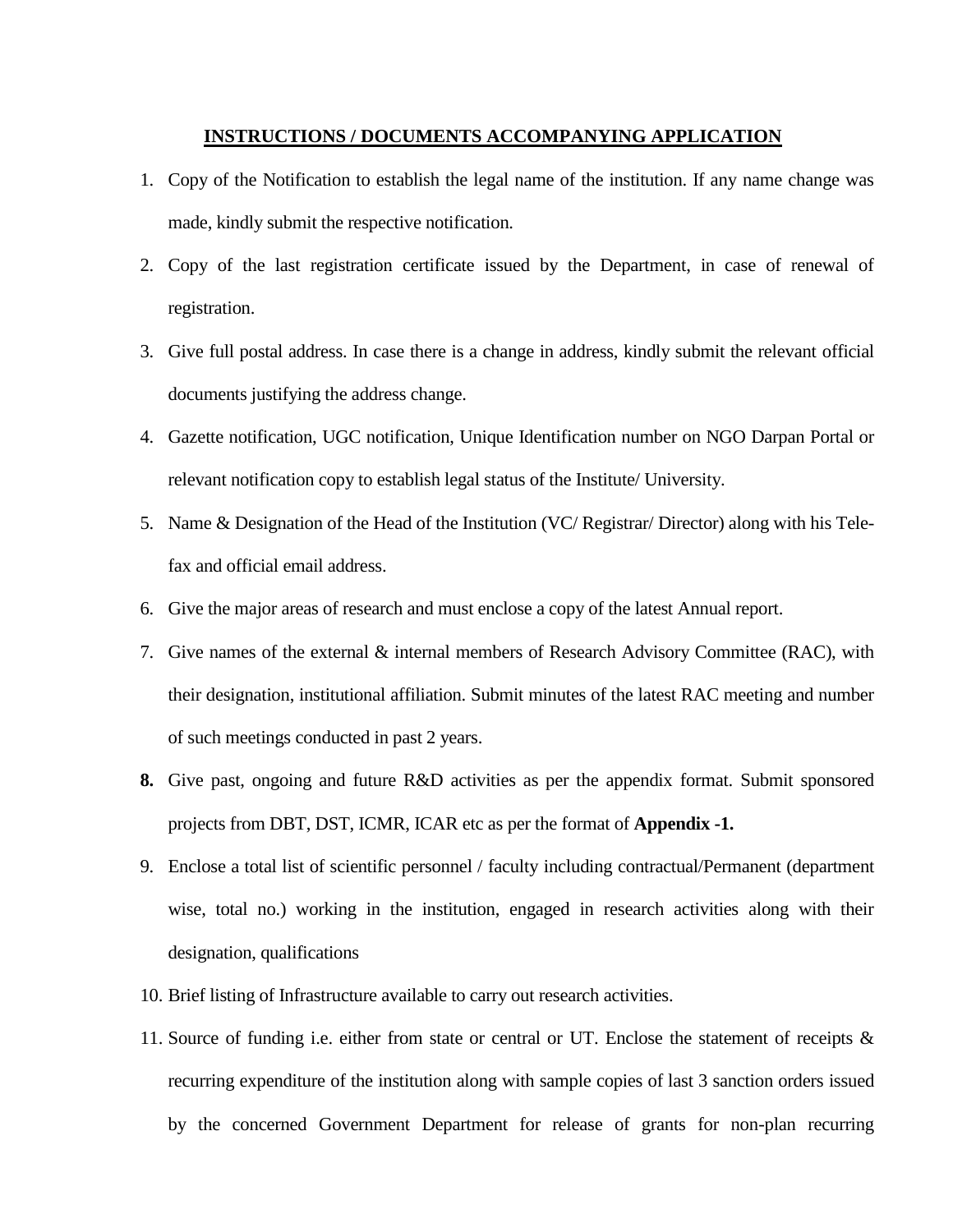## INSTRUCTIONS / DOCUMENTS ACCOMPANYING APPLICATION

1. Copy of the Notification to establish the legal name of the institution. If any name change was made, kindly submit the respective notification.
2. Copy of the last registration certificate issued by the Department, in case of renewal of registration.
3. Give full postal address. In case there is a change in address, kindly submit the relevant official documents justifying the address change.
4. Gazette notification, UGC notification, Unique Identification number on NGO Darpan Portal or relevant notification copy to establish legal status of the Institute/ University.
5. Name & Designation of the Head of the Institution (VC/ Registrar/ Director) along with his Tele-fax and official email address.
6. Give the major areas of research and must enclose a copy of the latest Annual report.
7. Give names of the external & internal members of Research Advisory Committee (RAC), with their designation, institutional affiliation. Submit minutes of the latest RAC meeting and number of such meetings conducted in past 2 years.
8. Give past, ongoing and future R&D activities as per the appendix format. Submit sponsored projects from DBT, DST, ICMR, ICAR etc as per the format of **Appendix -1.**
9. Enclose a total list of scientific personnel / faculty including contractual/Permanent (department wise, total no.) working in the institution, engaged in research activities along with their designation, qualifications
10. Brief listing of Infrastructure available to carry out research activities.
11. Source of funding i.e. either from state or central or UT. Enclose the statement of receipts & recurring expenditure of the institution along with sample copies of last 3 sanction orders issued by the concerned Government Department for release of grants for non-plan recurring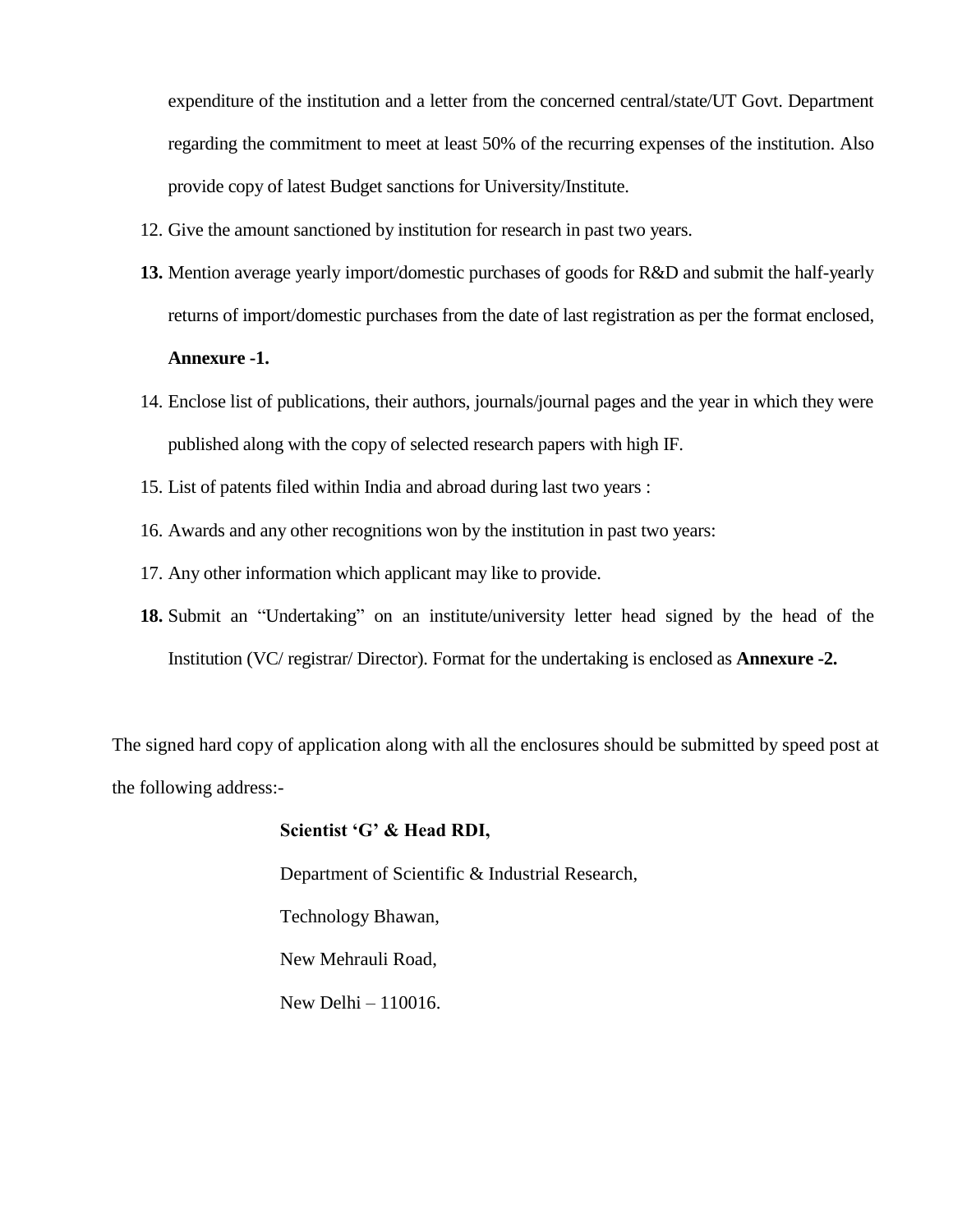expenditure of the institution and a letter from the concerned central/state/UT Govt. Department regarding the commitment to meet at least 50% of the recurring expenses of the institution. Also provide copy of latest Budget sanctions for University/Institute.

12. Give the amount sanctioned by institution for research in past two years.
13. Mention average yearly import/domestic purchases of goods for R&D and submit the half-yearly returns of import/domestic purchases from the date of last registration as per the format enclosed, **Annexure -1.**
14. Enclose list of publications, their authors, journals/journal pages and the year in which they were published along with the copy of selected research papers with high IF.
15. List of patents filed within India and abroad during last two years :
16. Awards and any other recognitions won by the institution in past two years:
17. Any other information which applicant may like to provide.
18. Submit an "Undertaking" on an institute/university letter head signed by the head of the Institution (VC/ registrar/ Director). Format for the undertaking is enclosed as **Annexure -2.**

The signed hard copy of application along with all the enclosures should be submitted by speed post at the following address:-

**Scientist 'G' & Head RDI,**

Department of Scientific & Industrial Research,

Technology Bhawan,

New Mehrauli Road,

New Delhi – 110016.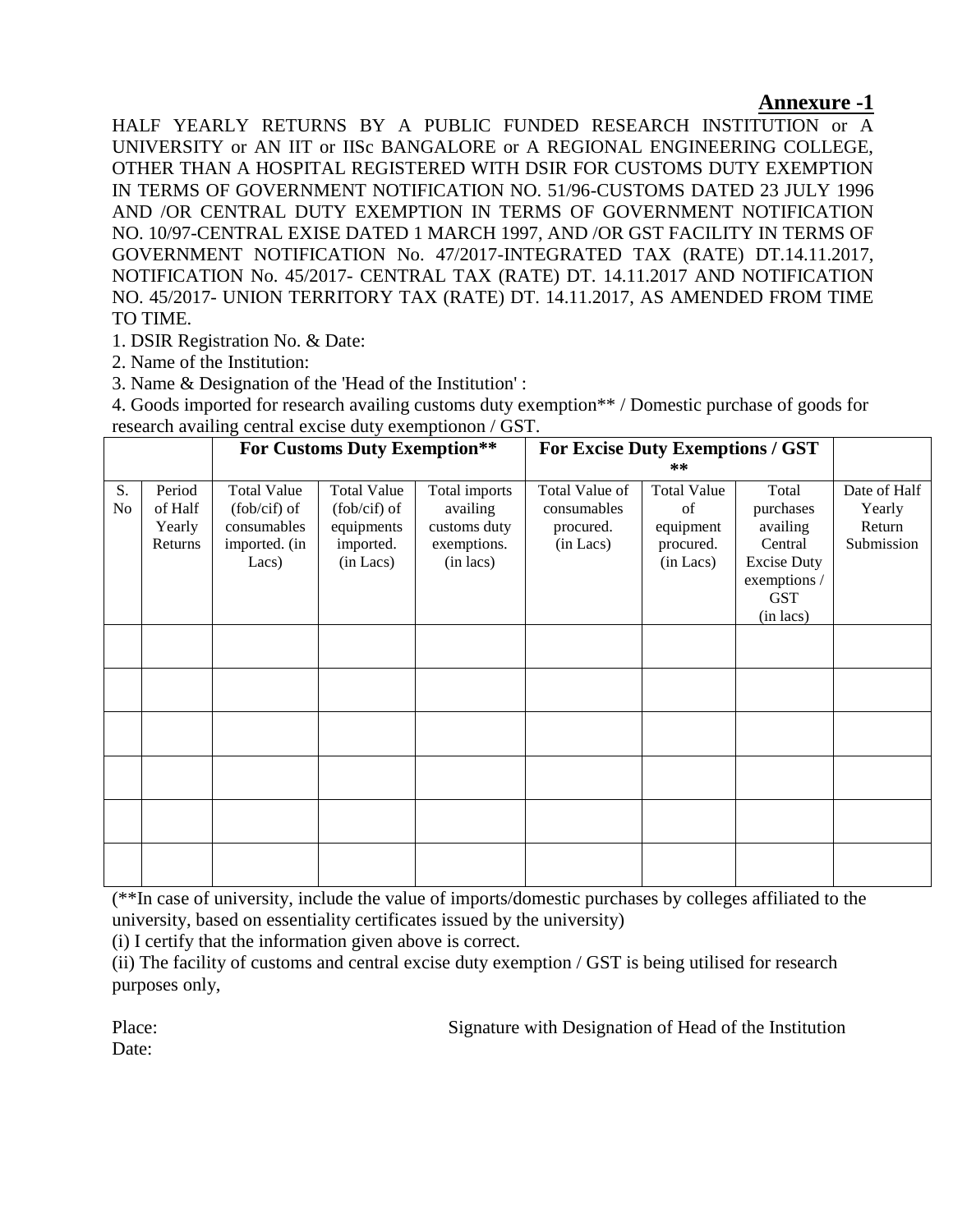## Annexure -1

HALF YEARLY RETURNS BY A PUBLIC FUNDED RESEARCH INSTITUTION or A UNIVERSITY or AN IIT or IISc BANGALORE or A REGIONAL ENGINEERING COLLEGE, OTHER THAN A HOSPITAL REGISTERED WITH DSIR FOR CUSTOMS DUTY EXEMPTION IN TERMS OF GOVERNMENT NOTIFICATION NO. 51/96-CUSTOMS DATED 23 JULY 1996 AND /OR CENTRAL DUTY EXEMPTION IN TERMS OF GOVERNMENT NOTIFICATION NO. 10/97-CENTRAL EXISE DATED 1 MARCH 1997, AND /OR GST FACILITY IN TERMS OF GOVERNMENT NOTIFICATION No. 47/2017-INTEGRATED TAX (RATE) DT.14.11.2017, NOTIFICATION No. 45/2017- CENTRAL TAX (RATE) DT. 14.11.2017 AND NOTIFICATION NO. 45/2017- UNION TERRITORY TAX (RATE) DT. 14.11.2017, AS AMENDED FROM TIME TO TIME.

1. DSIR Registration No. & Date:
2. Name of the Institution:
3. Name & Designation of the 'Head of the Institution' :
4. Goods imported for research availing customs duty exemption** / Domestic purchase of goods for research availing central excise duty exemptionon / GST.

| | | **For Customs Duty Exemption**** | | | **For Excise Duty Exemptions / GST **** | | | |
|---|---|---|---|---|---|---|---|---|
| S. No | Period of Half Yearly Returns | Total Value (fob/cif) of consumables imported. (in Lacs) | Total Value (fob/cif) of equipments imported. (in Lacs) | Total imports availing customs duty exemptions. (in lacs) | Total Value of consumables procured. (in Lacs) | Total Value of equipment procured. (in Lacs) | Total purchases availing Central Excise Duty exemptions / GST (in lacs) | Date of Half Yearly Return Submission |
| | | | | | | | | |
| | | | | | | | | |
| | | | | | | | | |
| | | | | | | | | |
| | | | | | | | | |
| | | | | | | | | |

(**In case of university, include the value of imports/domestic purchases by colleges affiliated to the university, based on essentiality certificates issued by the university)

(i) I certify that the information given above is correct.

(ii) The facility of customs and central excise duty exemption / GST is being utilised for research purposes only,

Place: Signature with Designation of Head of the Institution

Date: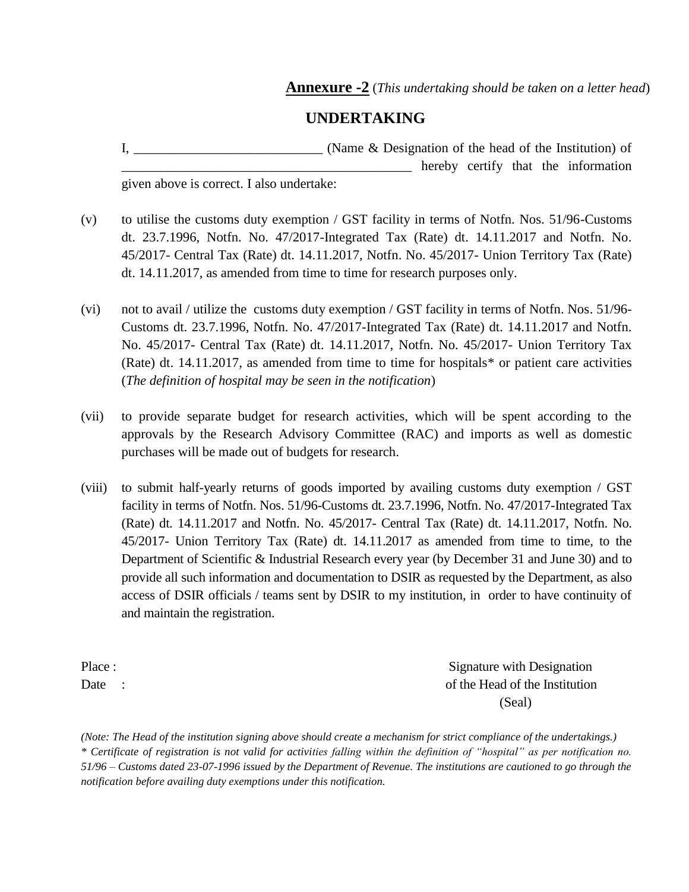**Annexure -2** (*This undertaking should be taken on a letter head*)

## UNDERTAKING

I, ____________________________ (Name & Designation of the head of the Institution) of _____________________________________________ hereby certify that the information given above is correct. I also undertake:

(v) to utilise the customs duty exemption / GST facility in terms of Notfn. Nos. 51/96-Customs dt. 23.7.1996, Notfn. No. 47/2017-Integrated Tax (Rate) dt. 14.11.2017 and Notfn. No. 45/2017- Central Tax (Rate) dt. 14.11.2017, Notfn. No. 45/2017- Union Territory Tax (Rate) dt. 14.11.2017, as amended from time to time for research purposes only.

(vi) not to avail / utilize the customs duty exemption / GST facility in terms of Notfn. Nos. 51/96-Customs dt. 23.7.1996, Notfn. No. 47/2017-Integrated Tax (Rate) dt. 14.11.2017 and Notfn. No. 45/2017- Central Tax (Rate) dt. 14.11.2017, Notfn. No. 45/2017- Union Territory Tax (Rate) dt. 14.11.2017, as amended from time to time for hospitals* or patient care activities (*The definition of hospital may be seen in the notification*)

(vii) to provide separate budget for research activities, which will be spent according to the approvals by the Research Advisory Committee (RAC) and imports as well as domestic purchases will be made out of budgets for research.

(viii) to submit half-yearly returns of goods imported by availing customs duty exemption / GST facility in terms of Notfn. Nos. 51/96-Customs dt. 23.7.1996, Notfn. No. 47/2017-Integrated Tax (Rate) dt. 14.11.2017 and Notfn. No. 45/2017- Central Tax (Rate) dt. 14.11.2017, Notfn. No. 45/2017- Union Territory Tax (Rate) dt. 14.11.2017 as amended from time to time, to the Department of Scientific & Industrial Research every year (by December 31 and June 30) and to provide all such information and documentation to DSIR as requested by the Department, as also access of DSIR officials / teams sent by DSIR to my institution, in order to have continuity of and maintain the registration.

Place :

Date :

Signature with Designation
of the Head of the Institution
(Seal)

*(Note: The Head of the institution signing above should create a mechanism for strict compliance of the undertakings.)*

*\* Certificate of registration is not valid for activities falling within the definition of "hospital" as per notification no. 51/96 – Customs dated 23-07-1996 issued by the Department of Revenue. The institutions are cautioned to go through the notification before availing duty exemptions under this notification.*